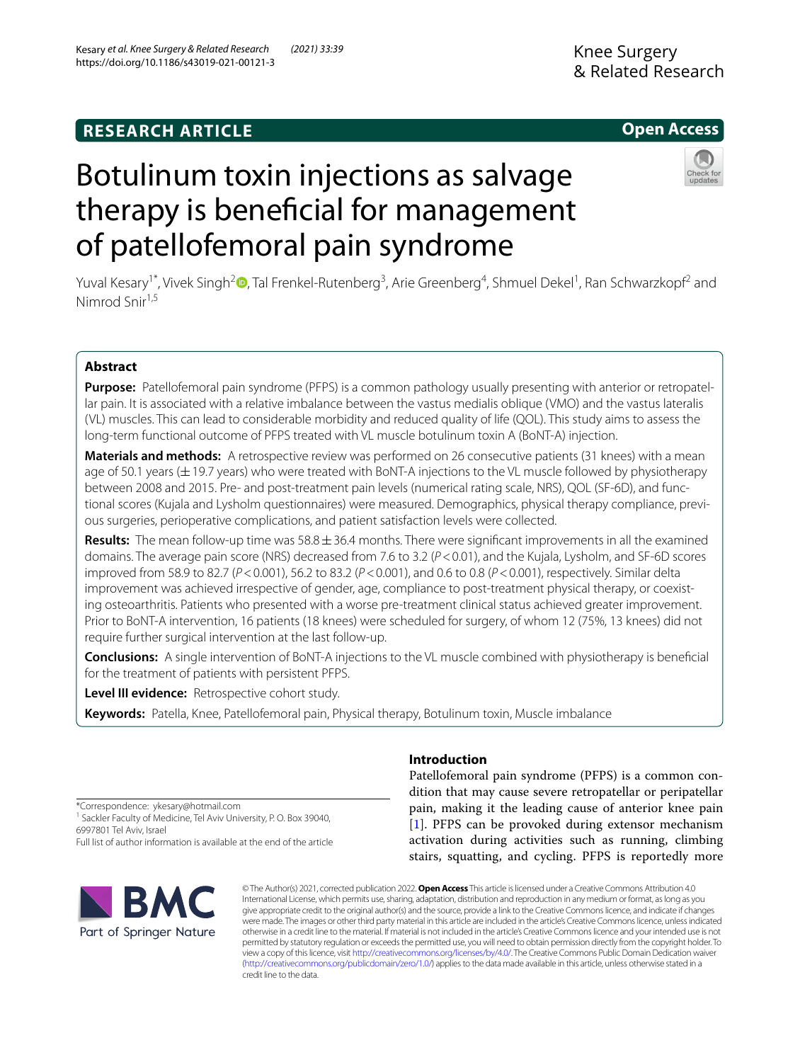RESEARCH ARTICLE

Open Access

# Botulinum toxin injections as salvage therapy is beneficial for management of patellofemoral pain syndrome

Yuval Kesary[1*], Vivek Singh[2], Tal Frenkel-Rutenberg[3], Arie Greenberg[4], Shmuel Dekel[1], Ran Schwarzkopf[2] and Nimrod Snir[1,5]

## Abstract

**Purpose:** Patellofemoral pain syndrome (PFPS) is a common pathology usually presenting with anterior or retropatellar pain. It is associated with a relative imbalance between the vastus medialis oblique (VMO) and the vastus lateralis (VL) muscles. This can lead to considerable morbidity and reduced quality of life (QOL). This study aims to assess the long-term functional outcome of PFPS treated with VL muscle botulinum toxin A (BoNT-A) injection.

**Materials and methods:** A retrospective review was performed on 26 consecutive patients (31 knees) with a mean age of 50.1 years (± 19.7 years) who were treated with BoNT-A injections to the VL muscle followed by physiotherapy between 2008 and 2015. Pre- and post-treatment pain levels (numerical rating scale, NRS), QOL (SF-6D), and functional scores (Kujala and Lysholm questionnaires) were measured. Demographics, physical therapy compliance, previous surgeries, perioperative complications, and patient satisfaction levels were collected.

**Results:** The mean follow-up time was 58.8 ± 36.4 months. There were significant improvements in all the examined domains. The average pain score (NRS) decreased from 7.6 to 3.2 ($P < 0.01$), and the Kujala, Lysholm, and SF-6D scores improved from 58.9 to 82.7 ($P < 0.001$), 56.2 to 83.2 ($P < 0.001$), and 0.6 to 0.8 ($P < 0.001$), respectively. Similar delta improvement was achieved irrespective of gender, age, compliance to post-treatment physical therapy, or coexisting osteoarthritis. Patients who presented with a worse pre-treatment clinical status achieved greater improvement. Prior to BoNT-A intervention, 16 patients (18 knees) were scheduled for surgery, of whom 12 (75%, 13 knees) did not require further surgical intervention at the last follow-up.

**Conclusions:** A single intervention of BoNT-A injections to the VL muscle combined with physiotherapy is beneficial for the treatment of patients with persistent PFPS.

**Level III evidence:** Retrospective cohort study.

**Keywords:** Patella, Knee, Patellofemoral pain, Physical therapy, Botulinum toxin, Muscle imbalance

*Correspondence: ykesary@hotmail.com
[1] Sackler Faculty of Medicine, Tel Aviv University, P. O. Box 39040, 6997801 Tel Aviv, Israel
Full list of author information is available at the end of the article

## Introduction

Patellofemoral pain syndrome (PFPS) is a common condition that may cause severe retropatellar or peripatellar pain, making it the leading cause of anterior knee pain [1]. PFPS can be provoked during extensor mechanism activation during activities such as running, climbing stairs, squatting, and cycling. PFPS is reportedly more

© The Author(s) 2021, corrected publication 2022. **Open Access** This article is licensed under a Creative Commons Attribution 4.0 International License, which permits use, sharing, adaptation, distribution and reproduction in any medium or format, as long as you give appropriate credit to the original author(s) and the source, provide a link to the Creative Commons licence, and indicate if changes were made. The images or other third party material in this article are included in the article's Creative Commons licence, unless indicated otherwise in a credit line to the material. If material is not included in the article's Creative Commons licence and your intended use is not permitted by statutory regulation or exceeds the permitted use, you will need to obtain permission directly from the copyright holder. To view a copy of this licence, visit http://creativecommons.org/licenses/by/4.0/. The Creative Commons Public Domain Dedication waiver (http://creativecommons.org/publicdomain/zero/1.0/) applies to the data made available in this article, unless otherwise stated in a credit line to the data.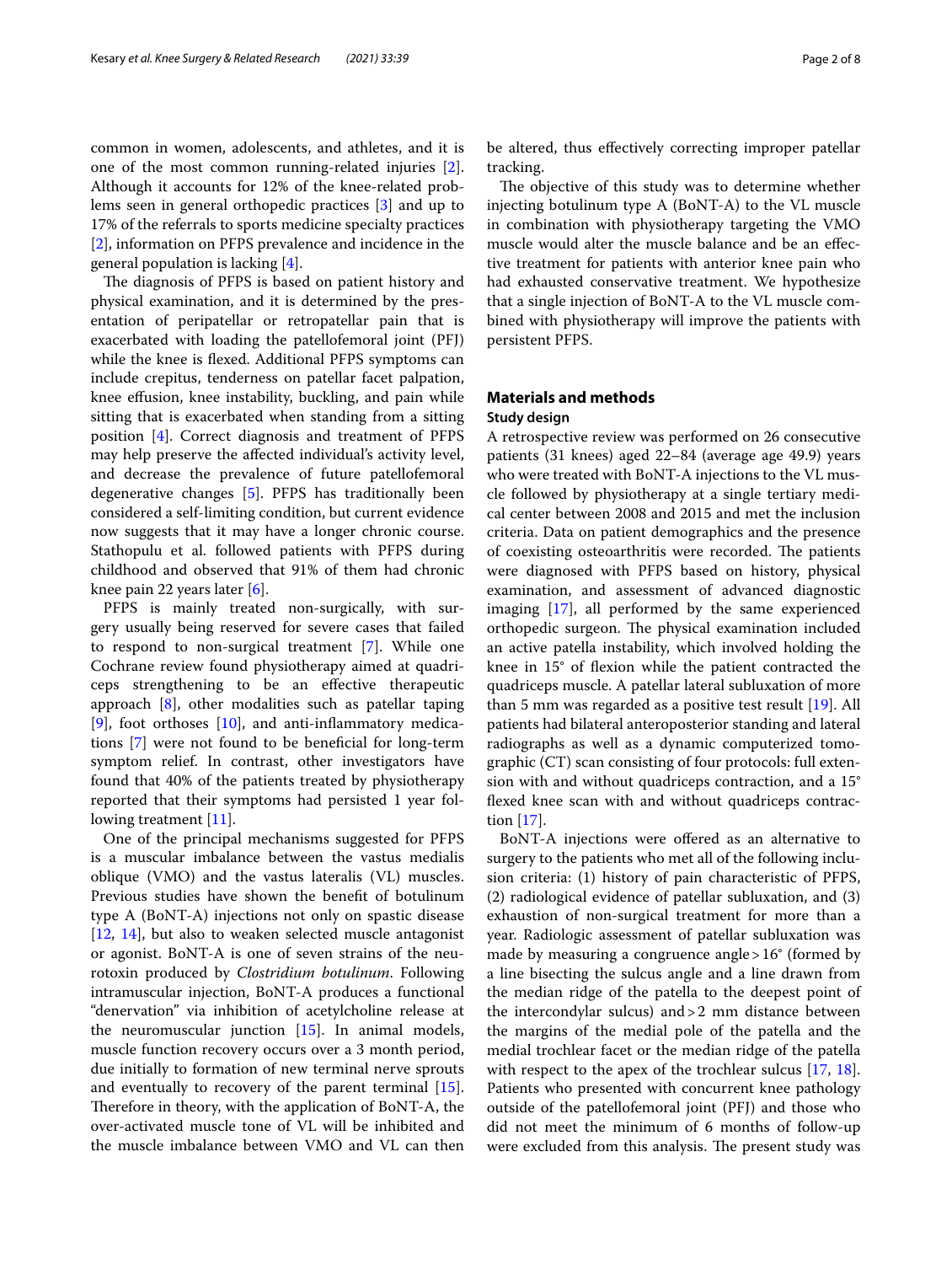common in women, adolescents, and athletes, and it is one of the most common running-related injuries [2]. Although it accounts for 12% of the knee-related problems seen in general orthopedic practices [3] and up to 17% of the referrals to sports medicine specialty practices [2], information on PFPS prevalence and incidence in the general population is lacking [4].

The diagnosis of PFPS is based on patient history and physical examination, and it is determined by the presentation of peripatellar or retropatellar pain that is exacerbated with loading the patellofemoral joint (PFJ) while the knee is flexed. Additional PFPS symptoms can include crepitus, tenderness on patellar facet palpation, knee effusion, knee instability, buckling, and pain while sitting that is exacerbated when standing from a sitting position [4]. Correct diagnosis and treatment of PFPS may help preserve the affected individual's activity level, and decrease the prevalence of future patellofemoral degenerative changes [5]. PFPS has traditionally been considered a self-limiting condition, but current evidence now suggests that it may have a longer chronic course. Stathopulu et al. followed patients with PFPS during childhood and observed that 91% of them had chronic knee pain 22 years later [6].

PFPS is mainly treated non-surgically, with surgery usually being reserved for severe cases that failed to respond to non-surgical treatment [7]. While one Cochrane review found physiotherapy aimed at quadriceps strengthening to be an effective therapeutic approach [8], other modalities such as patellar taping [9], foot orthoses [10], and anti-inflammatory medications [7] were not found to be beneficial for long-term symptom relief. In contrast, other investigators have found that 40% of the patients treated by physiotherapy reported that their symptoms had persisted 1 year following treatment [11].

One of the principal mechanisms suggested for PFPS is a muscular imbalance between the vastus medialis oblique (VMO) and the vastus lateralis (VL) muscles. Previous studies have shown the benefit of botulinum type A (BoNT-A) injections not only on spastic disease [12, 14], but also to weaken selected muscle antagonist or agonist. BoNT-A is one of seven strains of the neurotoxin produced by *Clostridium botulinum*. Following intramuscular injection, BoNT-A produces a functional "denervation" via inhibition of acetylcholine release at the neuromuscular junction [15]. In animal models, muscle function recovery occurs over a 3 month period, due initially to formation of new terminal nerve sprouts and eventually to recovery of the parent terminal [15]. Therefore in theory, with the application of BoNT-A, the over-activated muscle tone of VL will be inhibited and the muscle imbalance between VMO and VL can then be altered, thus effectively correcting improper patellar tracking.

The objective of this study was to determine whether injecting botulinum type A (BoNT-A) to the VL muscle in combination with physiotherapy targeting the VMO muscle would alter the muscle balance and be an effective treatment for patients with anterior knee pain who had exhausted conservative treatment. We hypothesize that a single injection of BoNT-A to the VL muscle combined with physiotherapy will improve the patients with persistent PFPS.

## Materials and methods

### Study design

A retrospective review was performed on 26 consecutive patients (31 knees) aged 22–84 (average age 49.9) years who were treated with BoNT-A injections to the VL muscle followed by physiotherapy at a single tertiary medical center between 2008 and 2015 and met the inclusion criteria. Data on patient demographics and the presence of coexisting osteoarthritis were recorded. The patients were diagnosed with PFPS based on history, physical examination, and assessment of advanced diagnostic imaging [17], all performed by the same experienced orthopedic surgeon. The physical examination included an active patella instability, which involved holding the knee in 15° of flexion while the patient contracted the quadriceps muscle. A patellar lateral subluxation of more than 5 mm was regarded as a positive test result [19]. All patients had bilateral anteroposterior standing and lateral radiographs as well as a dynamic computerized tomographic (CT) scan consisting of four protocols: full extension with and without quadriceps contraction, and a 15° flexed knee scan with and without quadriceps contraction [17].

BoNT-A injections were offered as an alternative to surgery to the patients who met all of the following inclusion criteria: (1) history of pain characteristic of PFPS, (2) radiological evidence of patellar subluxation, and (3) exhaustion of non-surgical treatment for more than a year. Radiologic assessment of patellar subluxation was made by measuring a congruence angle > 16° (formed by a line bisecting the sulcus angle and a line drawn from the median ridge of the patella to the deepest point of the intercondylar sulcus) and > 2 mm distance between the margins of the medial pole of the patella and the medial trochlear facet or the median ridge of the patella with respect to the apex of the trochlear sulcus [17, 18]. Patients who presented with concurrent knee pathology outside of the patellofemoral joint (PFJ) and those who did not meet the minimum of 6 months of follow-up were excluded from this analysis. The present study was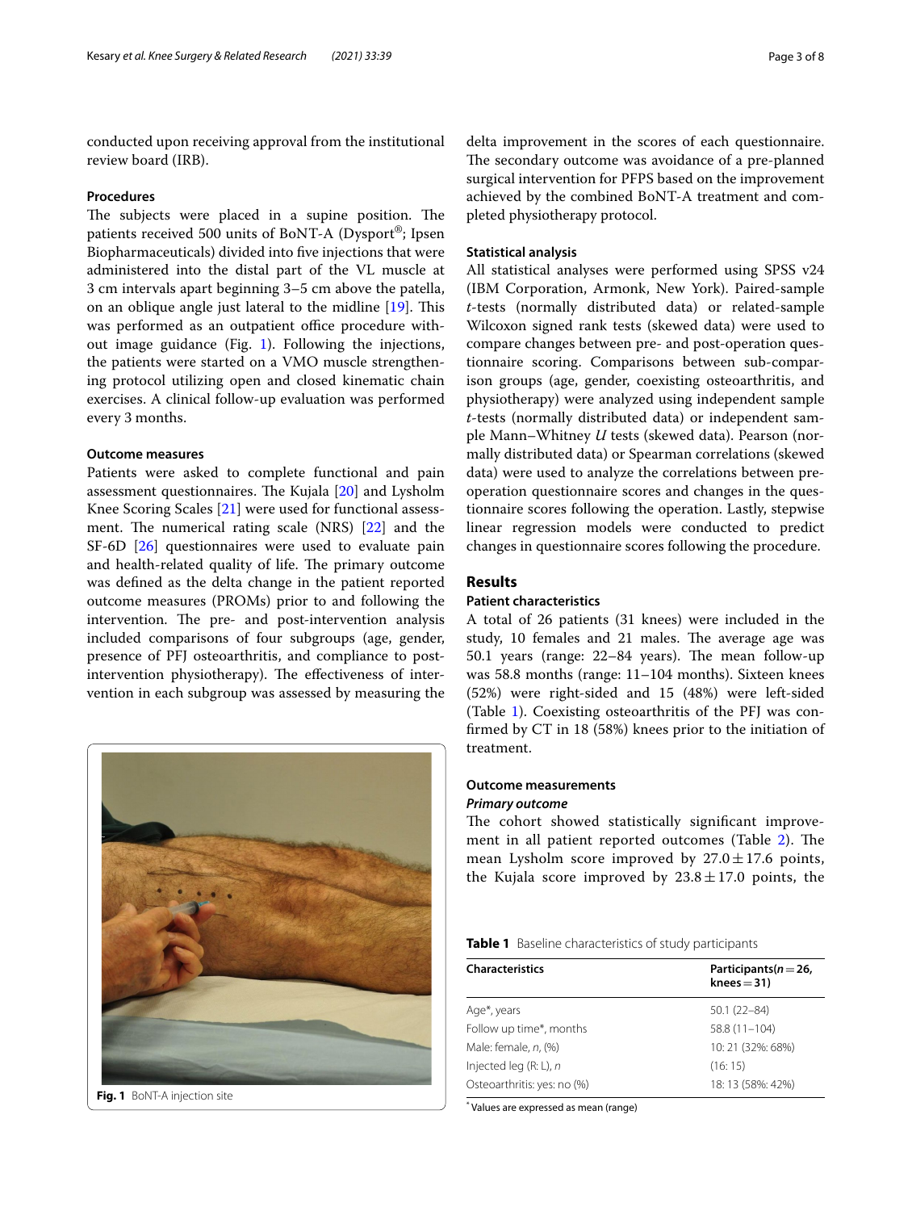conducted upon receiving approval from the institutional review board (IRB).

### Procedures

The subjects were placed in a supine position. The patients received 500 units of BoNT-A (Dysport®; Ipsen Biopharmaceuticals) divided into five injections that were administered into the distal part of the VL muscle at 3 cm intervals apart beginning 3–5 cm above the patella, on an oblique angle just lateral to the midline [19]. This was performed as an outpatient office procedure without image guidance (Fig. 1). Following the injections, the patients were started on a VMO muscle strengthening protocol utilizing open and closed kinematic chain exercises. A clinical follow-up evaluation was performed every 3 months.

### Outcome measures

Patients were asked to complete functional and pain assessment questionnaires. The Kujala [20] and Lysholm Knee Scoring Scales [21] were used for functional assessment. The numerical rating scale (NRS) [22] and the SF-6D [26] questionnaires were used to evaluate pain and health-related quality of life. The primary outcome was defined as the delta change in the patient reported outcome measures (PROMs) prior to and following the intervention. The pre- and post-intervention analysis included comparisons of four subgroups (age, gender, presence of PFJ osteoarthritis, and compliance to post-intervention physiotherapy). The effectiveness of intervention in each subgroup was assessed by measuring the delta improvement in the scores of each questionnaire. The secondary outcome was avoidance of a pre-planned surgical intervention for PFPS based on the improvement achieved by the combined BoNT-A treatment and completed physiotherapy protocol.

Fig. 1 BoNT-A injection site

### Statistical analysis

All statistical analyses were performed using SPSS v24 (IBM Corporation, Armonk, New York). Paired-sample *t*-tests (normally distributed data) or related-sample Wilcoxon signed rank tests (skewed data) were used to compare changes between pre- and post-operation questionnaire scoring. Comparisons between sub-comparison groups (age, gender, coexisting osteoarthritis, and physiotherapy) were analyzed using independent sample *t*-tests (normally distributed data) or independent sample Mann–Whitney *U* tests (skewed data). Pearson (normally distributed data) or Spearman correlations (skewed data) were used to analyze the correlations between pre-operation questionnaire scores and changes in the questionnaire scores following the operation. Lastly, stepwise linear regression models were conducted to predict changes in questionnaire scores following the procedure.

## Results

### Patient characteristics

A total of 26 patients (31 knees) were included in the study, 10 females and 21 males. The average age was 50.1 years (range: 22–84 years). The mean follow-up was 58.8 months (range: 11–104 months). Sixteen knees (52%) were right-sided and 15 (48%) were left-sided (Table 1). Coexisting osteoarthritis of the PFJ was confirmed by CT in 18 (58%) knees prior to the initiation of treatment.

### Outcome measurements

#### *Primary outcome*

The cohort showed statistically significant improvement in all patient reported outcomes (Table 2). The mean Lysholm score improved by $27.0 \pm 17.6$ points, the Kujala score improved by $23.8 \pm 17.0$ points, the

**Table 1** Baseline characteristics of study participants

| Characteristics | Participants($n = 26$, knees = 31) |
|---|---|
| Age*, years | 50.1 (22–84) |
| Follow up time*, months | 58.8 (11–104) |
| Male: female, *n*, (%) | 10: 21 (32%: 68%) |
| Injected leg (R: L), *n* | (16: 15) |
| Osteoarthritis: yes: no (%) | 18: 13 (58%: 42%) |

[*] Values are expressed as mean (range)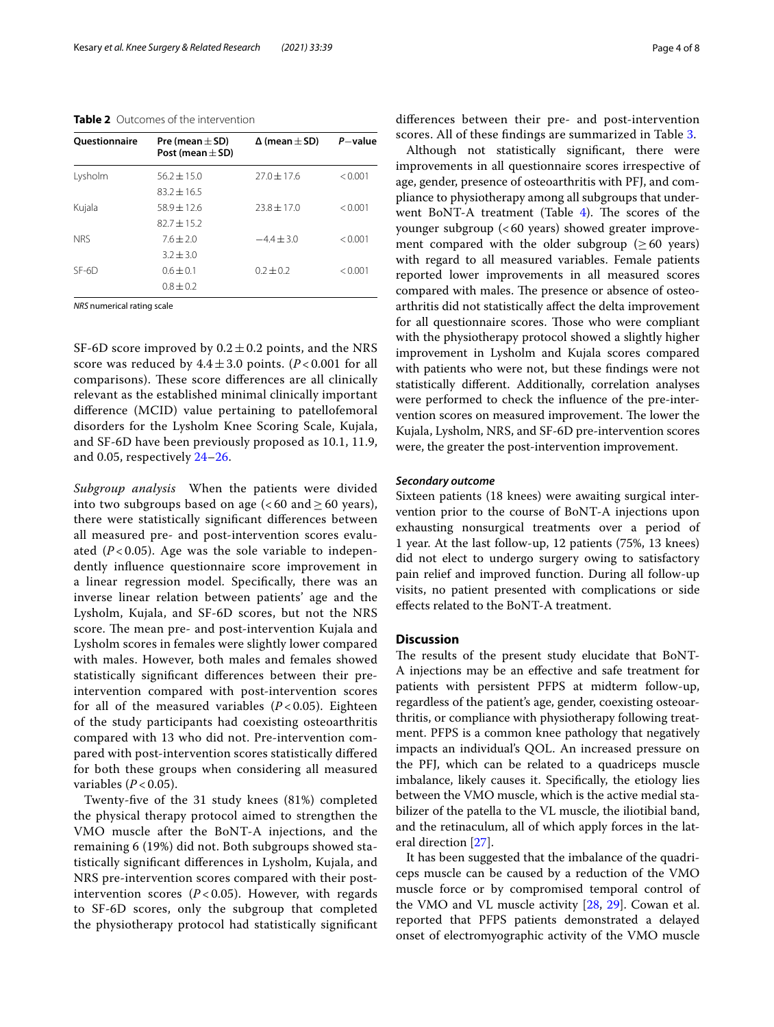**Table 2** Outcomes of the intervention

| Questionnaire | Pre (mean ± SD) Post (mean ± SD) | Δ (mean ± SD) | P−value |
|---|---|---|---|
| Lysholm | 56.2 ± 15.0 | 27.0 ± 17.6 | < 0.001 |
| | 83.2 ± 16.5 | | |
| Kujala | 58.9 ± 12.6 | 23.8 ± 17.0 | < 0.001 |
| | 82.7 ± 15.2 | | |
| NRS | 7.6 ± 2.0 | −4.4 ± 3.0 | < 0.001 |
| | 3.2 ± 3.0 | | |
| SF-6D | 0.6 ± 0.1 | 0.2 ± 0.2 | < 0.001 |
| | 0.8 ± 0.2 | | |

*NRS* numerical rating scale

SF-6D score improved by 0.2 ± 0.2 points, and the NRS score was reduced by 4.4 ± 3.0 points. ($P < 0.001$ for all comparisons). These score differences are all clinically relevant as the established minimal clinically important difference (MCID) value pertaining to patellofemoral disorders for the Lysholm Knee Scoring Scale, Kujala, and SF-6D have been previously proposed as 10.1, 11.9, and 0.05, respectively 24–26.

*Subgroup analysis* When the patients were divided into two subgroups based on age (< 60 and ≥ 60 years), there were statistically significant differences between all measured pre- and post-intervention scores evaluated ($P < 0.05$). Age was the sole variable to independently influence questionnaire score improvement in a linear regression model. Specifically, there was an inverse linear relation between patients' age and the Lysholm, Kujala, and SF-6D scores, but not the NRS score. The mean pre- and post-intervention Kujala and Lysholm scores in females were slightly lower compared with males. However, both males and females showed statistically significant differences between their pre-intervention compared with post-intervention scores for all of the measured variables ($P < 0.05$). Eighteen of the study participants had coexisting osteoarthritis compared with 13 who did not. Pre-intervention compared with post-intervention scores statistically differed for both these groups when considering all measured variables ($P < 0.05$).

Twenty-five of the 31 study knees (81%) completed the physical therapy protocol aimed to strengthen the VMO muscle after the BoNT-A injections, and the remaining 6 (19%) did not. Both subgroups showed statistically significant differences in Lysholm, Kujala, and NRS pre-intervention scores compared with their post-intervention scores ($P < 0.05$). However, with regards to SF-6D scores, only the subgroup that completed the physiotherapy protocol had statistically significant differences between their pre- and post-intervention scores. All of these findings are summarized in Table 3.

Although not statistically significant, there were improvements in all questionnaire scores irrespective of age, gender, presence of osteoarthritis with PFJ, and compliance to physiotherapy among all subgroups that underwent BoNT-A treatment (Table 4). The scores of the younger subgroup (< 60 years) showed greater improvement compared with the older subgroup (≥ 60 years) with regard to all measured variables. Female patients reported lower improvements in all measured scores compared with males. The presence or absence of osteoarthritis did not statistically affect the delta improvement for all questionnaire scores. Those who were compliant with the physiotherapy protocol showed a slightly higher improvement in Lysholm and Kujala scores compared with patients who were not, but these findings were not statistically different. Additionally, correlation analyses were performed to check the influence of the pre-intervention scores on measured improvement. The lower the Kujala, Lysholm, NRS, and SF-6D pre-intervention scores were, the greater the post-intervention improvement.

### *Secondary outcome*

Sixteen patients (18 knees) were awaiting surgical intervention prior to the course of BoNT-A injections upon exhausting nonsurgical treatments over a period of 1 year. At the last follow-up, 12 patients (75%, 13 knees) did not elect to undergo surgery owing to satisfactory pain relief and improved function. During all follow-up visits, no patient presented with complications or side effects related to the BoNT-A treatment.

## Discussion

The results of the present study elucidate that BoNT-A injections may be an effective and safe treatment for patients with persistent PFPS at midterm follow-up, regardless of the patient's age, gender, coexisting osteoarthritis, or compliance with physiotherapy following treatment. PFPS is a common knee pathology that negatively impacts an individual's QOL. An increased pressure on the PFJ, which can be related to a quadriceps muscle imbalance, likely causes it. Specifically, the etiology lies between the VMO muscle, which is the active medial stabilizer of the patella to the VL muscle, the iliotibial band, and the retinaculum, all of which apply forces in the lateral direction [27].

It has been suggested that the imbalance of the quadriceps muscle can be caused by a reduction of the VMO muscle force or by compromised temporal control of the VMO and VL muscle activity [28, 29]. Cowan et al. reported that PFPS patients demonstrated a delayed onset of electromyographic activity of the VMO muscle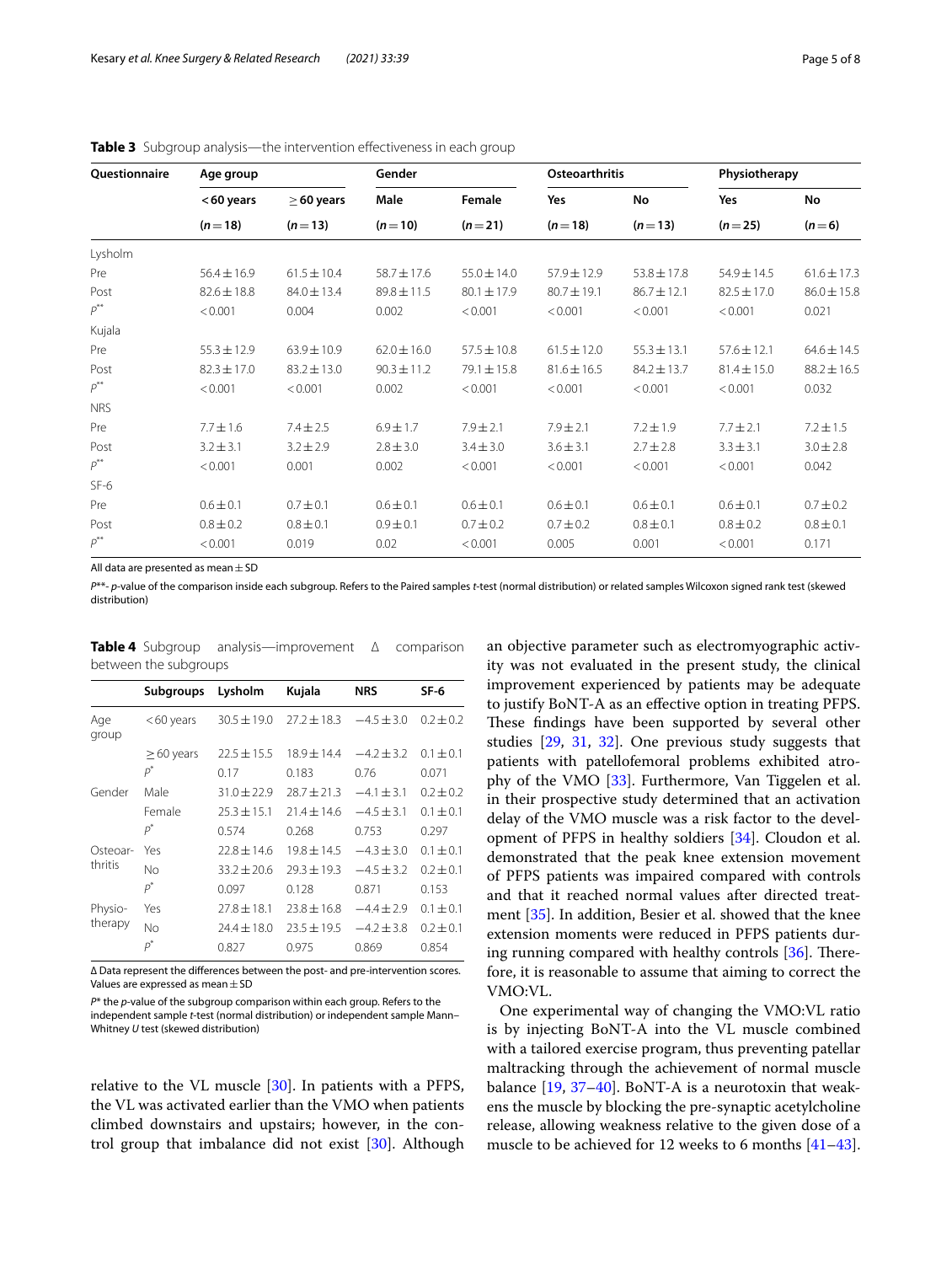**Table 3** Subgroup analysis—the intervention effectiveness in each group

| Questionnaire | Age group | | Gender | | Osteoarthritis | | Physiotherapy | |
|---|---|---|---|---|---|---|---|---|
| | < 60 years | ≥ 60 years | Male | Female | Yes | No | Yes | No |
| | (n = 18) | (n = 13) | (n = 10) | (n = 21) | (n = 18) | (n = 13) | (n = 25) | (n = 6) |
| Lysholm | | | | | | | | |
| Pre | 56.4 ± 16.9 | 61.5 ± 10.4 | 58.7 ± 17.6 | 55.0 ± 14.0 | 57.9 ± 12.9 | 53.8 ± 17.8 | 54.9 ± 14.5 | 61.6 ± 17.3 |
| Post | 82.6 ± 18.8 | 84.0 ± 13.4 | 89.8 ± 11.5 | 80.1 ± 17.9 | 80.7 ± 19.1 | 86.7 ± 12.1 | 82.5 ± 17.0 | 86.0 ± 15.8 |
| P** | < 0.001 | 0.004 | 0.002 | < 0.001 | < 0.001 | < 0.001 | < 0.001 | 0.021 |
| Kujala | | | | | | | | |
| Pre | 55.3 ± 12.9 | 63.9 ± 10.9 | 62.0 ± 16.0 | 57.5 ± 10.8 | 61.5 ± 12.0 | 55.3 ± 13.1 | 57.6 ± 12.1 | 64.6 ± 14.5 |
| Post | 82.3 ± 17.0 | 83.2 ± 13.0 | 90.3 ± 11.2 | 79.1 ± 15.8 | 81.6 ± 16.5 | 84.2 ± 13.7 | 81.4 ± 15.0 | 88.2 ± 16.5 |
| P** | < 0.001 | < 0.001 | 0.002 | < 0.001 | < 0.001 | < 0.001 | < 0.001 | 0.032 |
| NRS | | | | | | | | |
| Pre | 7.7 ± 1.6 | 7.4 ± 2.5 | 6.9 ± 1.7 | 7.9 ± 2.1 | 7.9 ± 2.1 | 7.2 ± 1.9 | 7.7 ± 2.1 | 7.2 ± 1.5 |
| Post | 3.2 ± 3.1 | 3.2 ± 2.9 | 2.8 ± 3.0 | 3.4 ± 3.0 | 3.6 ± 3.1 | 2.7 ± 2.8 | 3.3 ± 3.1 | 3.0 ± 2.8 |
| P** | < 0.001 | 0.001 | 0.002 | < 0.001 | < 0.001 | < 0.001 | < 0.001 | 0.042 |
| SF-6 | | | | | | | | |
| Pre | 0.6 ± 0.1 | 0.7 ± 0.1 | 0.6 ± 0.1 | 0.6 ± 0.1 | 0.6 ± 0.1 | 0.6 ± 0.1 | 0.6 ± 0.1 | 0.7 ± 0.2 |
| Post | 0.8 ± 0.2 | 0.8 ± 0.1 | 0.9 ± 0.1 | 0.7 ± 0.2 | 0.7 ± 0.2 | 0.8 ± 0.1 | 0.8 ± 0.2 | 0.8 ± 0.1 |
| P** | < 0.001 | 0.019 | 0.02 | < 0.001 | 0.005 | 0.001 | < 0.001 | 0.171 |

All data are presented as mean ± SD

*P*\*\*- *p*-value of the comparison inside each subgroup. Refers to the Paired samples *t*-test (normal distribution) or related samples Wilcoxon signed rank test (skewed distribution)

**Table 4** Subgroup analysis—improvement Δ comparison between the subgroups

| | Subgroups | Lysholm | Kujala | NRS | SF-6 |
|---|---|---|---|---|---|
| Age group | < 60 years | 30.5 ± 19.0 | 27.2 ± 18.3 | −4.5 ± 3.0 | 0.2 ± 0.2 |
| | ≥ 60 years | 22.5 ± 15.5 | 18.9 ± 14.4 | −4.2 ± 3.2 | 0.1 ± 0.1 |
| | P* | 0.17 | 0.183 | 0.76 | 0.071 |
| Gender | Male | 31.0 ± 22.9 | 28.7 ± 21.3 | −4.1 ± 3.1 | 0.2 ± 0.2 |
| | Female | 25.3 ± 15.1 | 21.4 ± 14.6 | −4.5 ± 3.1 | 0.1 ± 0.1 |
| | P* | 0.574 | 0.268 | 0.753 | 0.297 |
| Osteoarthritis | Yes | 22.8 ± 14.6 | 19.8 ± 14.5 | −4.3 ± 3.0 | 0.1 ± 0.1 |
| | No | 33.2 ± 20.6 | 29.3 ± 19.3 | −4.5 ± 3.2 | 0.2 ± 0.1 |
| | P* | 0.097 | 0.128 | 0.871 | 0.153 |
| Physiotherapy | Yes | 27.8 ± 18.1 | 23.8 ± 16.8 | −4.4 ± 2.9 | 0.1 ± 0.1 |
| | No | 24.4 ± 18.0 | 23.5 ± 19.5 | −4.2 ± 3.8 | 0.2 ± 0.1 |
| | P* | 0.827 | 0.975 | 0.869 | 0.854 |

Δ Data represent the differences between the post- and pre-intervention scores. Values are expressed as mean ± SD

*P*\* the *p*-value of the subgroup comparison within each group. Refers to the independent sample *t*-test (normal distribution) or independent sample Mann–Whitney *U* test (skewed distribution)

relative to the VL muscle [30]. In patients with a PFPS, the VL was activated earlier than the VMO when patients climbed downstairs and upstairs; however, in the control group that imbalance did not exist [30]. Although an objective parameter such as electromyographic activity was not evaluated in the present study, the clinical improvement experienced by patients may be adequate to justify BoNT-A as an effective option in treating PFPS. These findings have been supported by several other studies [29, 31, 32]. One previous study suggests that patients with patellofemoral problems exhibited atrophy of the VMO [33]. Furthermore, Van Tiggelen et al. in their prospective study determined that an activation delay of the VMO muscle was a risk factor to the development of PFPS in healthy soldiers [34]. Cloudon et al. demonstrated that the peak knee extension movement of PFPS patients was impaired compared with controls and that it reached normal values after directed treatment [35]. In addition, Besier et al. showed that the knee extension moments were reduced in PFPS patients during running compared with healthy controls [36]. Therefore, it is reasonable to assume that aiming to correct the VMO:VL.

One experimental way of changing the VMO:VL ratio is by injecting BoNT-A into the VL muscle combined with a tailored exercise program, thus preventing patellar maltracking through the achievement of normal muscle balance [19, 37–40]. BoNT-A is a neurotoxin that weakens the muscle by blocking the pre-synaptic acetylcholine release, allowing weakness relative to the given dose of a muscle to be achieved for 12 weeks to 6 months [41–43].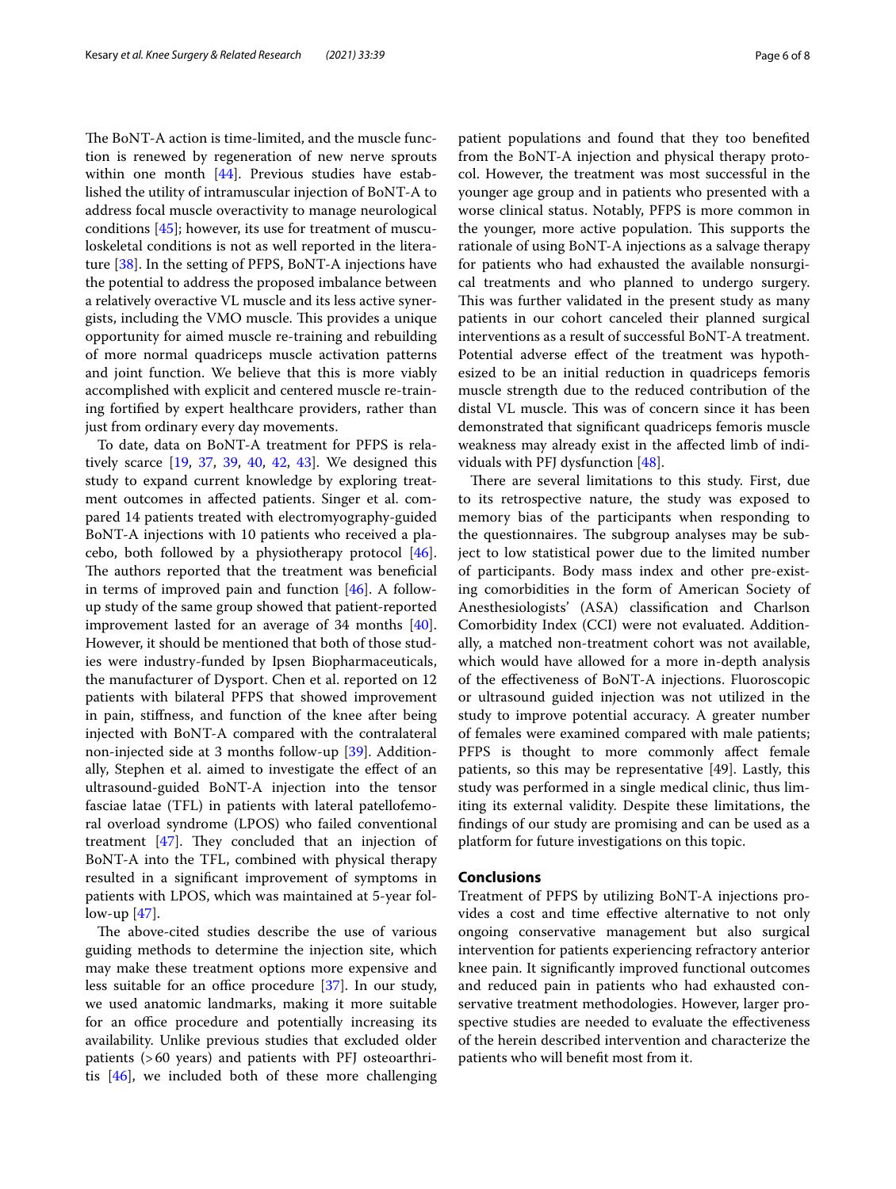The BoNT-A action is time-limited, and the muscle function is renewed by regeneration of new nerve sprouts within one month [44]. Previous studies have established the utility of intramuscular injection of BoNT-A to address focal muscle overactivity to manage neurological conditions [45]; however, its use for treatment of musculoskeletal conditions is not as well reported in the literature [38]. In the setting of PFPS, BoNT-A injections have the potential to address the proposed imbalance between a relatively overactive VL muscle and its less active synergists, including the VMO muscle. This provides a unique opportunity for aimed muscle re-training and rebuilding of more normal quadriceps muscle activation patterns and joint function. We believe that this is more viably accomplished with explicit and centered muscle re-training fortified by expert healthcare providers, rather than just from ordinary every day movements.

To date, data on BoNT-A treatment for PFPS is relatively scarce [19, 37, 39, 40, 42, 43]. We designed this study to expand current knowledge by exploring treatment outcomes in affected patients. Singer et al. compared 14 patients treated with electromyography-guided BoNT-A injections with 10 patients who received a placebo, both followed by a physiotherapy protocol [46]. The authors reported that the treatment was beneficial in terms of improved pain and function [46]. A follow-up study of the same group showed that patient-reported improvement lasted for an average of 34 months [40]. However, it should be mentioned that both of those studies were industry-funded by Ipsen Biopharmaceuticals, the manufacturer of Dysport. Chen et al. reported on 12 patients with bilateral PFPS that showed improvement in pain, stiffness, and function of the knee after being injected with BoNT-A compared with the contralateral non-injected side at 3 months follow-up [39]. Additionally, Stephen et al. aimed to investigate the effect of an ultrasound-guided BoNT-A injection into the tensor fasciae latae (TFL) in patients with lateral patellofemoral overload syndrome (LPOS) who failed conventional treatment [47]. They concluded that an injection of BoNT-A into the TFL, combined with physical therapy resulted in a significant improvement of symptoms in patients with LPOS, which was maintained at 5-year follow-up [47].

The above-cited studies describe the use of various guiding methods to determine the injection site, which may make these treatment options more expensive and less suitable for an office procedure [37]. In our study, we used anatomic landmarks, making it more suitable for an office procedure and potentially increasing its availability. Unlike previous studies that excluded older patients (> 60 years) and patients with PFJ osteoarthritis [46], we included both of these more challenging patient populations and found that they too benefited from the BoNT-A injection and physical therapy protocol. However, the treatment was most successful in the younger age group and in patients who presented with a worse clinical status. Notably, PFPS is more common in the younger, more active population. This supports the rationale of using BoNT-A injections as a salvage therapy for patients who had exhausted the available nonsurgical treatments and who planned to undergo surgery. This was further validated in the present study as many patients in our cohort canceled their planned surgical interventions as a result of successful BoNT-A treatment. Potential adverse effect of the treatment was hypothesized to be an initial reduction in quadriceps femoris muscle strength due to the reduced contribution of the distal VL muscle. This was of concern since it has been demonstrated that significant quadriceps femoris muscle weakness may already exist in the affected limb of individuals with PFJ dysfunction [48].

There are several limitations to this study. First, due to its retrospective nature, the study was exposed to memory bias of the participants when responding to the questionnaires. The subgroup analyses may be subject to low statistical power due to the limited number of participants. Body mass index and other pre-existing comorbidities in the form of American Society of Anesthesiologists' (ASA) classification and Charlson Comorbidity Index (CCI) were not evaluated. Additionally, a matched non-treatment cohort was not available, which would have allowed for a more in-depth analysis of the effectiveness of BoNT-A injections. Fluoroscopic or ultrasound guided injection was not utilized in the study to improve potential accuracy. A greater number of females were examined compared with male patients; PFPS is thought to more commonly affect female patients, so this may be representative [49]. Lastly, this study was performed in a single medical clinic, thus limiting its external validity. Despite these limitations, the findings of our study are promising and can be used as a platform for future investigations on this topic.

## Conclusions

Treatment of PFPS by utilizing BoNT-A injections provides a cost and time effective alternative to not only ongoing conservative management but also surgical intervention for patients experiencing refractory anterior knee pain. It significantly improved functional outcomes and reduced pain in patients who had exhausted conservative treatment methodologies. However, larger prospective studies are needed to evaluate the effectiveness of the herein described intervention and characterize the patients who will benefit most from it.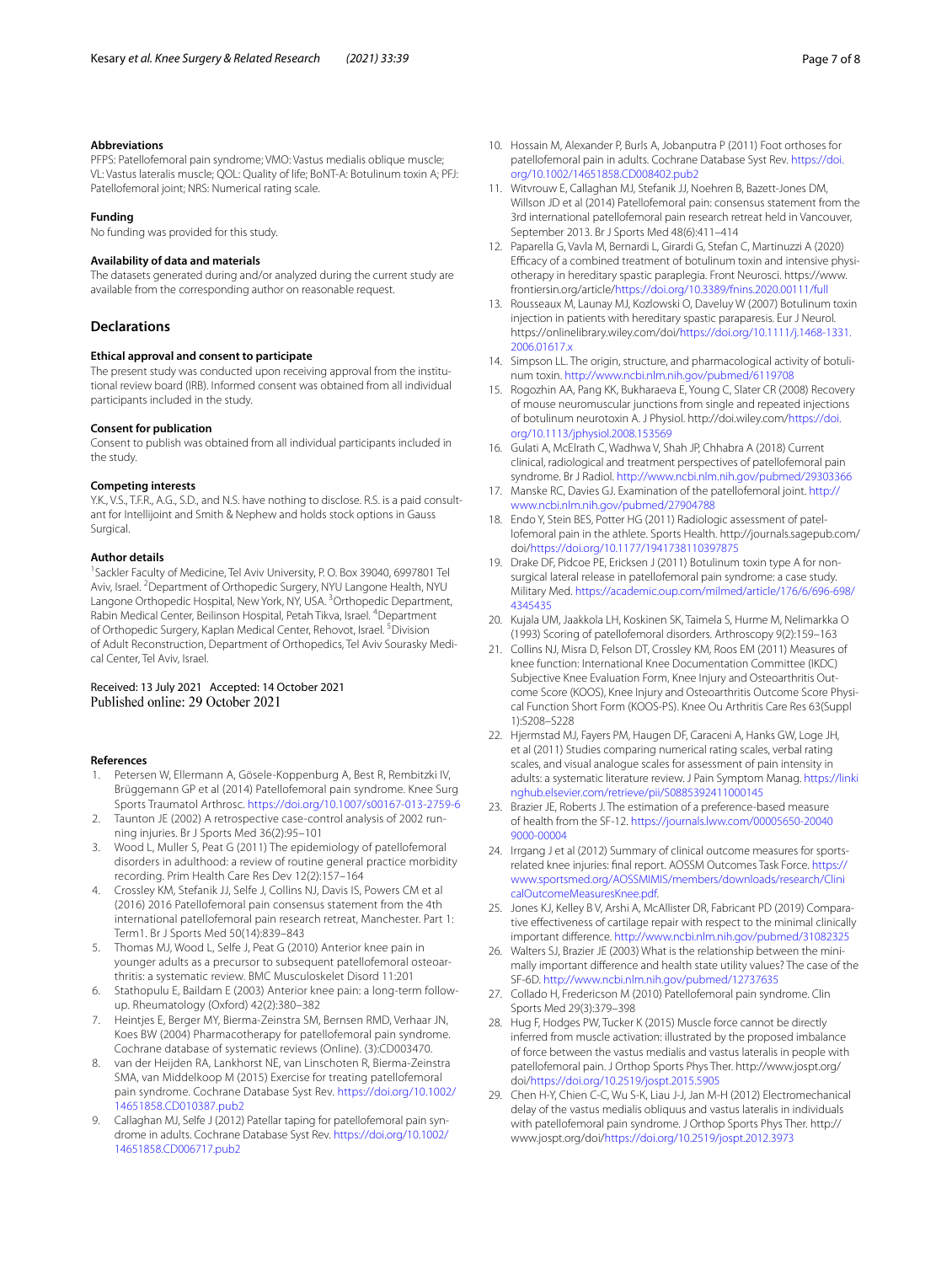### Abbreviations

PFPS: Patellofemoral pain syndrome; VMO: Vastus medialis oblique muscle; VL: Vastus lateralis muscle; QOL: Quality of life; BoNT-A: Botulinum toxin A; PFJ: Patellofemoral joint; NRS: Numerical rating scale.

### Funding

No funding was provided for this study.

### Availability of data and materials

The datasets generated during and/or analyzed during the current study are available from the corresponding author on reasonable request.

## Declarations

### Ethical approval and consent to participate

The present study was conducted upon receiving approval from the institutional review board (IRB). Informed consent was obtained from all individual participants included in the study.

### Consent for publication

Consent to publish was obtained from all individual participants included in the study.

### Competing interests

Y.K., V.S., T.F.R., A.G., S.D., and N.S. have nothing to disclose. R.S. is a paid consultant for Intellijoint and Smith & Nephew and holds stock options in Gauss Surgical.

### Author details

[1]Sackler Faculty of Medicine, Tel Aviv University, P. O. Box 39040, 6997801 Tel Aviv, Israel. [2]Department of Orthopedic Surgery, NYU Langone Health, NYU Langone Orthopedic Hospital, New York, NY, USA. [3]Orthopedic Department, Rabin Medical Center, Beilinson Hospital, Petah Tikva, Israel. [4]Department of Orthopedic Surgery, Kaplan Medical Center, Rehovot, Israel. [5]Division of Adult Reconstruction, Department of Orthopedics, Tel Aviv Sourasky Medical Center, Tel Aviv, Israel.

Received: 13 July 2021 Accepted: 14 October 2021
Published online: 29 October 2021

### References

1. Petersen W, Ellermann A, Gösele-Koppenburg A, Best R, Rembitzki IV, Brüggemann GP et al (2014) Patellofemoral pain syndrome. Knee Surg Sports Traumatol Arthrosc. https://doi.org/10.1007/s00167-013-2759-6
2. Taunton JE (2002) A retrospective case-control analysis of 2002 running injuries. Br J Sports Med 36(2):95–101
3. Wood L, Muller S, Peat G (2011) The epidemiology of patellofemoral disorders in adulthood: a review of routine general practice morbidity recording. Prim Health Care Res Dev 12(2):157–164
4. Crossley KM, Stefanik JJ, Selfe J, Collins NJ, Davis IS, Powers CM et al (2016) 2016 Patellofemoral pain consensus statement from the 4th international patellofemoral pain research retreat, Manchester. Part 1: Term1. Br J Sports Med 50(14):839–843
5. Thomas MJ, Wood L, Selfe J, Peat G (2010) Anterior knee pain in younger adults as a precursor to subsequent patellofemoral osteoarthritis: a systematic review. BMC Musculoskelet Disord 11:201
6. Stathopulu E, Baildam E (2003) Anterior knee pain: a long-term follow-up. Rheumatology (Oxford) 42(2):380–382
7. Heintjes E, Berger MY, Bierma-Zeinstra SM, Bernsen RMD, Verhaar JN, Koes BW (2004) Pharmacotherapy for patellofemoral pain syndrome. Cochrane database of systematic reviews (Online). (3):CD003470.
8. van der Heijden RA, Lankhorst NE, van Linschoten R, Bierma-Zeinstra SMA, van Middelkoop M (2015) Exercise for treating patellofemoral pain syndrome. Cochrane Database Syst Rev. https://doi.org/10.1002/14651858.CD010387.pub2
9. Callaghan MJ, Selfe J (2012) Patellar taping for patellofemoral pain syndrome in adults. Cochrane Database Syst Rev. https://doi.org/10.1002/14651858.CD006717.pub2
10. Hossain M, Alexander P, Burls A, Jobanputra P (2011) Foot orthoses for patellofemoral pain in adults. Cochrane Database Syst Rev. https://doi.org/10.1002/14651858.CD008402.pub2
11. Witvrouw E, Callaghan MJ, Stefanik JJ, Noehren B, Bazett-Jones DM, Willson JD et al (2014) Patellofemoral pain: consensus statement from the 3rd international patellofemoral pain research retreat held in Vancouver, September 2013. Br J Sports Med 48(6):411–414
12. Paparella G, Vavla M, Bernardi L, Girardi G, Stefan C, Martinuzzi A (2020) Efficacy of a combined treatment of botulinum toxin and intensive physiotherapy in hereditary spastic paraplegia. Front Neurosci. https://www.frontiersin.org/article/https://doi.org/10.3389/fnins.2020.00111/full
13. Rousseaux M, Launay MJ, Kozlowski O, Daveluy W (2007) Botulinum toxin injection in patients with hereditary spastic paraparesis. Eur J Neurol. https://onlinelibrary.wiley.com/doi/https://doi.org/10.1111/j.1468-1331.2006.01617.x
14. Simpson LL. The origin, structure, and pharmacological activity of botulinum toxin. http://www.ncbi.nlm.nih.gov/pubmed/6119708
15. Rogozhin AA, Pang KK, Bukharaeva E, Young C, Slater CR (2008) Recovery of mouse neuromuscular junctions from single and repeated injections of botulinum neurotoxin A. J Physiol. http://doi.wiley.com/https://doi.org/10.1113/jphysiol.2008.153569
16. Gulati A, McElrath C, Wadhwa V, Shah JP, Chhabra A (2018) Current clinical, radiological and treatment perspectives of patellofemoral pain syndrome. Br J Radiol. http://www.ncbi.nlm.nih.gov/pubmed/29303366
17. Manske RC, Davies GJ. Examination of the patellofemoral joint. http://www.ncbi.nlm.nih.gov/pubmed/27904788
18. Endo Y, Stein BES, Potter HG (2011) Radiologic assessment of patellofemoral pain in the athlete. Sports Health. http://journals.sagepub.com/doi/https://doi.org/10.1177/1941738110397875
19. Drake DF, Pidcoe PE, Ericksen J (2011) Botulinum toxin type A for nonsurgical lateral release in patellofemoral pain syndrome: a case study. Military Med. https://academic.oup.com/milmed/article/176/6/696-698/4345435
20. Kujala UM, Jaakkola LH, Koskinen SK, Taimela S, Hurme M, Nelimarkka O (1993) Scoring of patellofemoral disorders. Arthroscopy 9(2):159–163
21. Collins NJ, Misra D, Felson DT, Crossley KM, Roos EM (2011) Measures of knee function: International Knee Documentation Committee (IKDC) Subjective Knee Evaluation Form, Knee Injury and Osteoarthritis Outcome Score (KOOS), Knee Injury and Osteoarthritis Outcome Score Physical Function Short Form (KOOS-PS). Knee Ou Arthritis Care Res 63(Suppl 1):S208–S228
22. Hjermstad MJ, Fayers PM, Haugen DF, Caraceni A, Hanks GW, Loge JH, et al (2011) Studies comparing numerical rating scales, verbal rating scales, and visual analogue scales for assessment of pain intensity in adults: a systematic literature review. J Pain Symptom Manag. https://linkinghub.elsevier.com/retrieve/pii/S0885392411000145
23. Brazier JE, Roberts J. The estimation of a preference-based measure of health from the SF-12. https://journals.lww.com/00005650-200409000-00004
24. Irrgang J et al (2012) Summary of clinical outcome measures for sports-related knee injuries: final report. AOSSM Outcomes Task Force. https://www.sportsmed.org/AOSSMIMIS/members/downloads/research/ClinicalOutcomeMeasuresKnee.pdf.
25. Jones KJ, Kelley B V, Arshi A, McAllister DR, Fabricant PD (2019) Comparative effectiveness of cartilage repair with respect to the minimal clinically important difference. http://www.ncbi.nlm.nih.gov/pubmed/31082325
26. Walters SJ, Brazier JE (2003) What is the relationship between the minimally important difference and health state utility values? The case of the SF-6D. http://www.ncbi.nlm.nih.gov/pubmed/12737635
27. Collado H, Fredericson M (2010) Patellofemoral pain syndrome. Clin Sports Med 29(3):379–398
28. Hug F, Hodges PW, Tucker K (2015) Muscle force cannot be directly inferred from muscle activation: illustrated by the proposed imbalance of force between the vastus medialis and vastus lateralis in people with patellofemoral pain. J Orthop Sports Phys Ther. http://www.jospt.org/doi/https://doi.org/10.2519/jospt.2015.5905
29. Chen H-Y, Chien C-C, Wu S-K, Liau J-J, Jan M-H (2012) Electromechanical delay of the vastus medialis obliquus and vastus lateralis in individuals with patellofemoral pain syndrome. J Orthop Sports Phys Ther. http://www.jospt.org/doi/https://doi.org/10.2519/jospt.2012.3973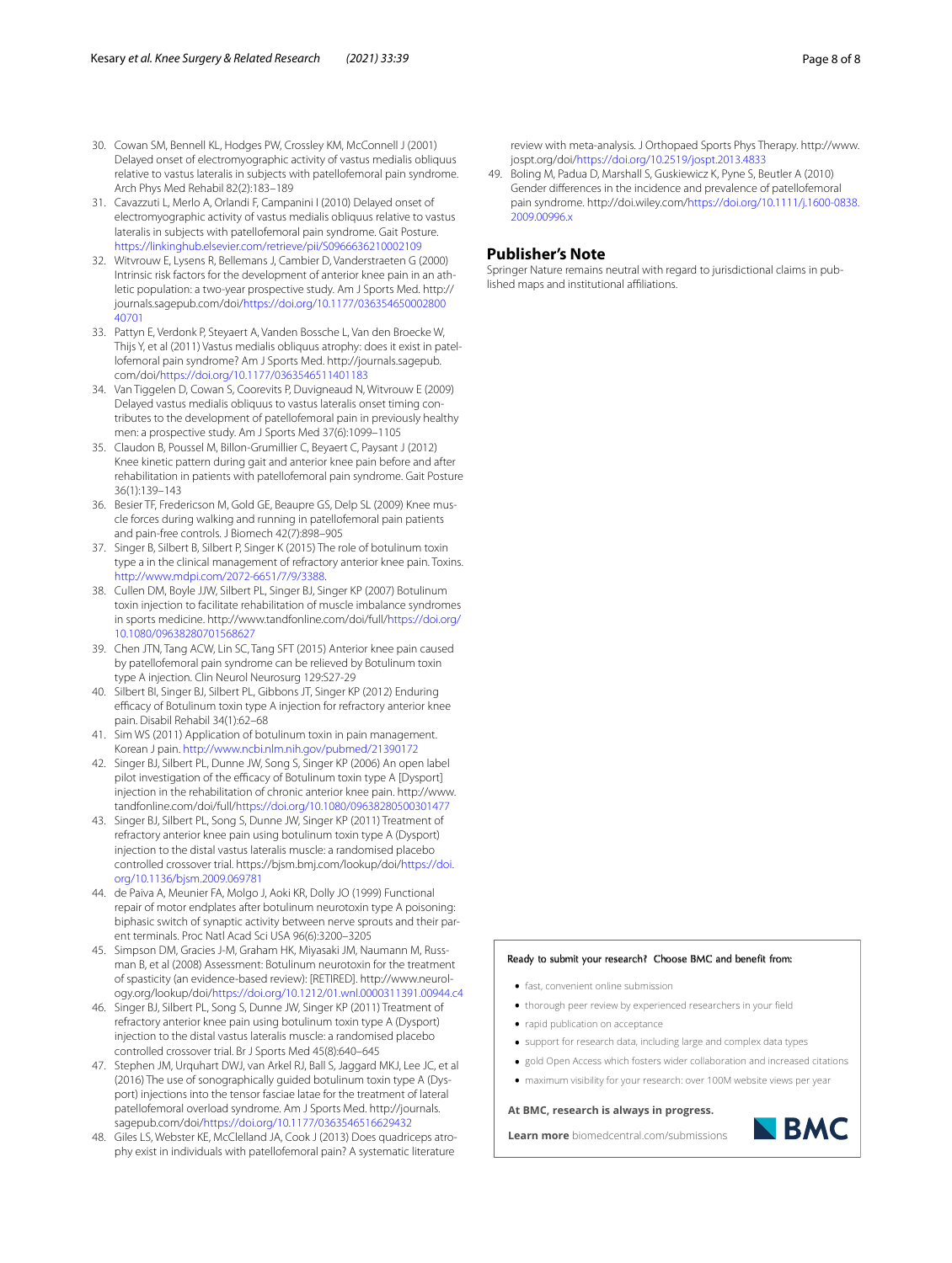30. Cowan SM, Bennell KL, Hodges PW, Crossley KM, McConnell J (2001) Delayed onset of electromyographic activity of vastus medialis obliquus relative to vastus lateralis in subjects with patellofemoral pain syndrome. Arch Phys Med Rehabil 82(2):183–189
31. Cavazzuti L, Merlo A, Orlandi F, Campanini I (2010) Delayed onset of electromyographic activity of vastus medialis obliquus relative to vastus lateralis in subjects with patellofemoral pain syndrome. Gait Posture. https://linkinghub.elsevier.com/retrieve/pii/S0966636210002109
32. Witvrouw E, Lysens R, Bellemans J, Cambier D, Vanderstraeten G (2000) Intrinsic risk factors for the development of anterior knee pain in an athletic population: a two-year prospective study. Am J Sports Med. http://journals.sagepub.com/doi/https://doi.org/10.1177/03635465000280040701
33. Pattyn E, Verdonk P, Steyaert A, Vanden Bossche L, Van den Broecke W, Thijs Y, et al (2011) Vastus medialis obliquus atrophy: does it exist in patellofemoral pain syndrome? Am J Sports Med. http://journals.sagepub.com/doi/https://doi.org/10.1177/0363546511401183
34. Van Tiggelen D, Cowan S, Coorevits P, Duvigneaud N, Witvrouw E (2009) Delayed vastus medialis obliquus to vastus lateralis onset timing contributes to the development of patellofemoral pain in previously healthy men: a prospective study. Am J Sports Med 37(6):1099–1105
35. Claudon B, Poussel M, Billon-Grumillier C, Beyaert C, Paysant J (2012) Knee kinetic pattern during gait and anterior knee pain before and after rehabilitation in patients with patellofemoral pain syndrome. Gait Posture 36(1):139–143
36. Besier TF, Fredericson M, Gold GE, Beaupre GS, Delp SL (2009) Knee muscle forces during walking and running in patellofemoral pain patients and pain-free controls. J Biomech 42(7):898–905
37. Singer B, Silbert B, Silbert P, Singer K (2015) The role of botulinum toxin type a in the clinical management of refractory anterior knee pain. Toxins. http://www.mdpi.com/2072-6651/7/9/3388.
38. Cullen DM, Boyle JJW, Silbert PL, Singer BJ, Singer KP (2007) Botulinum toxin injection to facilitate rehabilitation of muscle imbalance syndromes in sports medicine. http://www.tandfonline.com/doi/full/https://doi.org/10.1080/09638280701568627
39. Chen JTN, Tang ACW, Lin SC, Tang SFT (2015) Anterior knee pain caused by patellofemoral pain syndrome can be relieved by Botulinum toxin type A injection. Clin Neurol Neurosurg 129:S27-29
40. Silbert BI, Singer BJ, Silbert PL, Gibbons JT, Singer KP (2012) Enduring efficacy of Botulinum toxin type A injection for refractory anterior knee pain. Disabil Rehabil 34(1):62–68
41. Sim WS (2011) Application of botulinum toxin in pain management. Korean J pain. http://www.ncbi.nlm.nih.gov/pubmed/21390172
42. Singer BJ, Silbert PL, Dunne JW, Song S, Singer KP (2006) An open label pilot investigation of the efficacy of Botulinum toxin type A [Dysport] injection in the rehabilitation of chronic anterior knee pain. http://www.tandfonline.com/doi/full/https://doi.org/10.1080/09638280500301477
43. Singer BJ, Silbert PL, Song S, Dunne JW, Singer KP (2011) Treatment of refractory anterior knee pain using botulinum toxin type A (Dysport) injection to the distal vastus lateralis muscle: a randomised placebo controlled crossover trial. https://bjsm.bmj.com/lookup/doi/https://doi.org/10.1136/bjsm.2009.069781
44. de Paiva A, Meunier FA, Molgo J, Aoki KR, Dolly JO (1999) Functional repair of motor endplates after botulinum neurotoxin type A poisoning: biphasic switch of synaptic activity between nerve sprouts and their parent terminals. Proc Natl Acad Sci USA 96(6):3200–3205
45. Simpson DM, Gracies J-M, Graham HK, Miyasaki JM, Naumann M, Russman B, et al (2008) Assessment: Botulinum neurotoxin for the treatment of spasticity (an evidence-based review): [RETIRED]. http://www.neurology.org/lookup/doi/https://doi.org/10.1212/01.wnl.0000311391.00944.c4
46. Singer BJ, Silbert PL, Song S, Dunne JW, Singer KP (2011) Treatment of refractory anterior knee pain using botulinum toxin type A (Dysport) injection to the distal vastus lateralis muscle: a randomised placebo controlled crossover trial. Br J Sports Med 45(8):640–645
47. Stephen JM, Urquhart DWJ, van Arkel RJ, Ball S, Jaggard MKJ, Lee JC, et al (2016) The use of sonographically guided botulinum toxin type A (Dysport) injections into the tensor fasciae latae for the treatment of lateral patellofemoral overload syndrome. Am J Sports Med. http://journals.sagepub.com/doi/https://doi.org/10.1177/0363546516629432
48. Giles LS, Webster KE, McClelland JA, Cook J (2013) Does quadriceps atrophy exist in individuals with patellofemoral pain? A systematic literature review with meta-analysis. J Orthopaed Sports Phys Therapy. http://www.jospt.org/doi/https://doi.org/10.2519/jospt.2013.4833
49. Boling M, Padua D, Marshall S, Guskiewicz K, Pyne S, Beutler A (2010) Gender differences in the incidence and prevalence of patellofemoral pain syndrome. http://doi.wiley.com/https://doi.org/10.1111/j.1600-0838.2009.00996.x

## Publisher's Note

Springer Nature remains neutral with regard to jurisdictional claims in published maps and institutional affiliations.

Ready to submit your research? Choose BMC and benefit from:

- fast, convenient online submission
- thorough peer review by experienced researchers in your field
- rapid publication on acceptance
- support for research data, including large and complex data types
- gold Open Access which fosters wider collaboration and increased citations
- maximum visibility for your research: over 100M website views per year

**At BMC, research is always in progress.**

**Learn more** biomedcentral.com/submissions

BMC